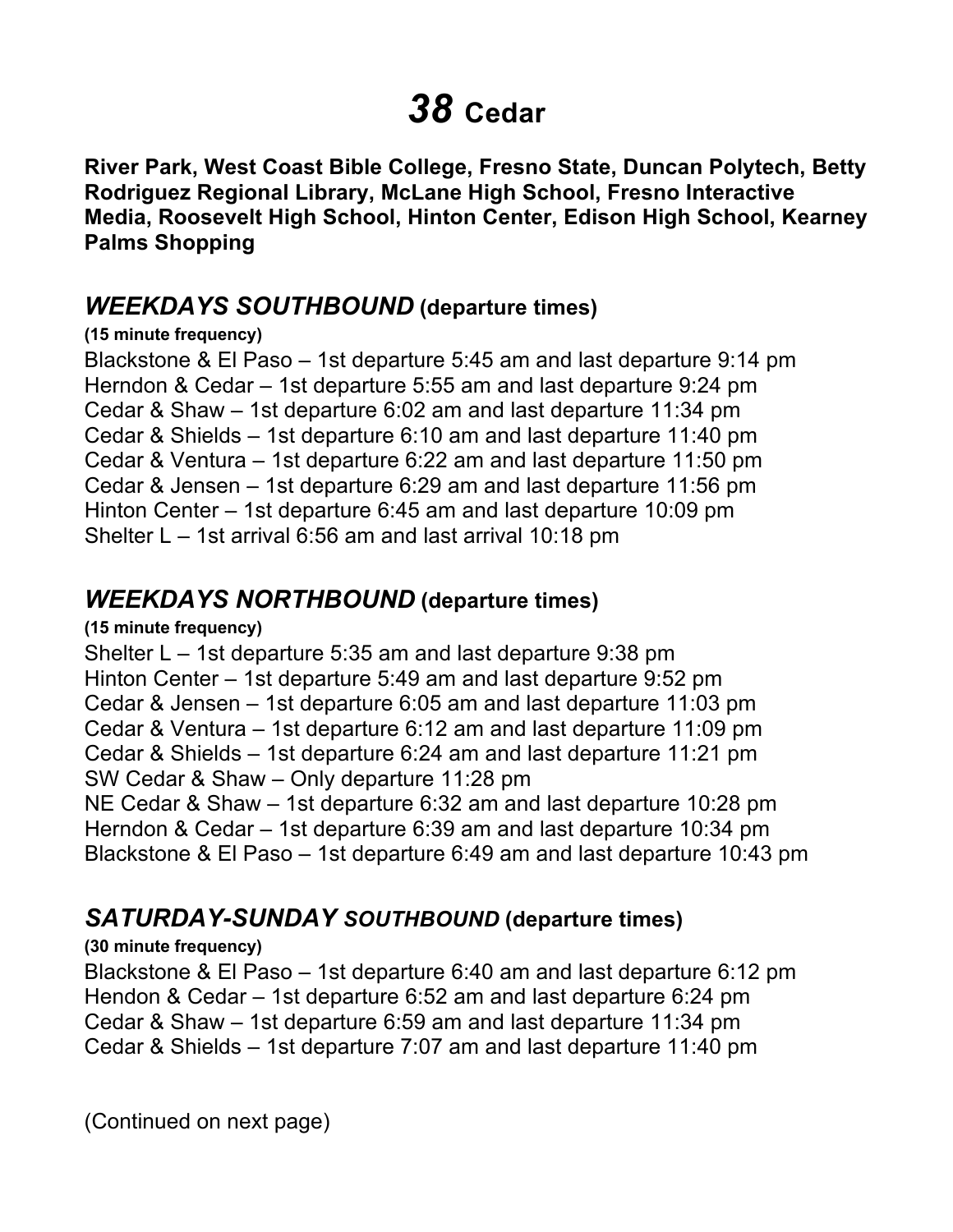# *38* Cedar

**River Park, West Coast Bible College, Fresno State, Duncan Polytech, Betty Rodriguez Regional Library, McLane High School, Fresno Interactive Media, Roosevelt High School, Hinton Center, Edison High School, Kearney Palms Shopping**

## *WEEKDAYS SOUTHBOUND* (departure times)

**(15 minute frequency)**

Blackstone & El Paso – 1st departure 5:45 am and last departure 9:14 pm
Herndon & Cedar – 1st departure 5:55 am and last departure 9:24 pm
Cedar & Shaw – 1st departure 6:02 am and last departure 11:34 pm
Cedar & Shields – 1st departure 6:10 am and last departure 11:40 pm
Cedar & Ventura – 1st departure 6:22 am and last departure 11:50 pm
Cedar & Jensen – 1st departure 6:29 am and last departure 11:56 pm
Hinton Center – 1st departure 6:45 am and last departure 10:09 pm
Shelter L – 1st arrival 6:56 am and last arrival 10:18 pm

## *WEEKDAYS NORTHBOUND* (departure times)

**(15 minute frequency)**

Shelter L – 1st departure 5:35 am and last departure 9:38 pm
Hinton Center – 1st departure 5:49 am and last departure 9:52 pm
Cedar & Jensen – 1st departure 6:05 am and last departure 11:03 pm
Cedar & Ventura – 1st departure 6:12 am and last departure 11:09 pm
Cedar & Shields – 1st departure 6:24 am and last departure 11:21 pm
SW Cedar & Shaw – Only departure 11:28 pm
NE Cedar & Shaw – 1st departure 6:32 am and last departure 10:28 pm
Herndon & Cedar – 1st departure 6:39 am and last departure 10:34 pm
Blackstone & El Paso – 1st departure 6:49 am and last departure 10:43 pm

## *SATURDAY-SUNDAY SOUTHBOUND* (departure times)

**(30 minute frequency)**

Blackstone & El Paso – 1st departure 6:40 am and last departure 6:12 pm
Hendon & Cedar – 1st departure 6:52 am and last departure 6:24 pm
Cedar & Shaw – 1st departure 6:59 am and last departure 11:34 pm
Cedar & Shields – 1st departure 7:07 am and last departure 11:40 pm

(Continued on next page)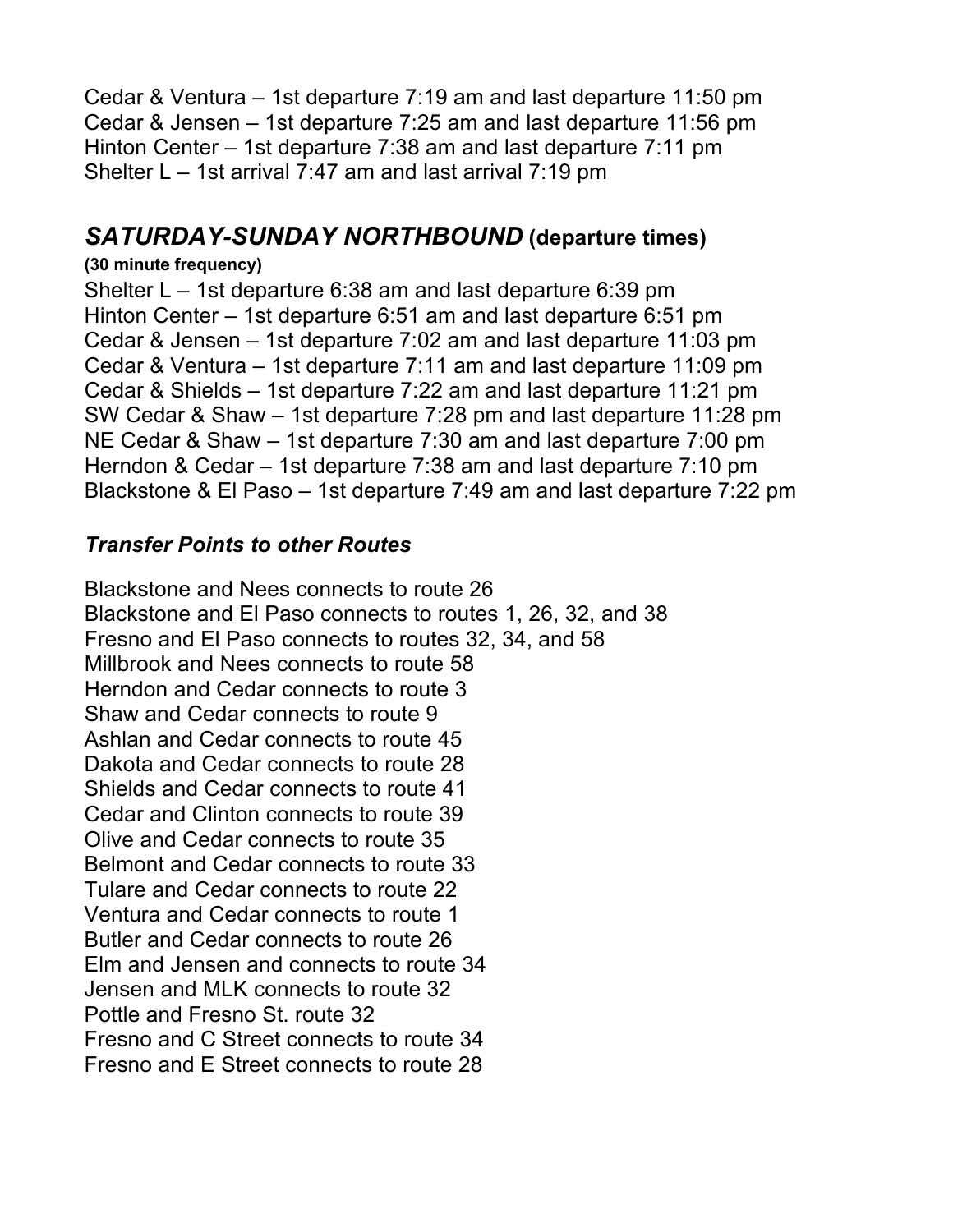Cedar & Ventura – 1st departure 7:19 am and last departure 11:50 pm
Cedar & Jensen – 1st departure 7:25 am and last departure 11:56 pm
Hinton Center – 1st departure 7:38 am and last departure 7:11 pm
Shelter L – 1st arrival 7:47 am and last arrival 7:19 pm

## *SATURDAY-SUNDAY NORTHBOUND* (departure times)

**(30 minute frequency)**

Shelter L – 1st departure 6:38 am and last departure 6:39 pm
Hinton Center – 1st departure 6:51 am and last departure 6:51 pm
Cedar & Jensen – 1st departure 7:02 am and last departure 11:03 pm
Cedar & Ventura – 1st departure 7:11 am and last departure 11:09 pm
Cedar & Shields – 1st departure 7:22 am and last departure 11:21 pm
SW Cedar & Shaw – 1st departure 7:28 pm and last departure 11:28 pm
NE Cedar & Shaw – 1st departure 7:30 am and last departure 7:00 pm
Herndon & Cedar – 1st departure 7:38 am and last departure 7:10 pm
Blackstone & El Paso – 1st departure 7:49 am and last departure 7:22 pm

### *Transfer Points to other Routes*

Blackstone and Nees connects to route 26
Blackstone and El Paso connects to routes 1, 26, 32, and 38
Fresno and El Paso connects to routes 32, 34, and 58
Millbrook and Nees connects to route 58
Herndon and Cedar connects to route 3
Shaw and Cedar connects to route 9
Ashlan and Cedar connects to route 45
Dakota and Cedar connects to route 28
Shields and Cedar connects to route 41
Cedar and Clinton connects to route 39
Olive and Cedar connects to route 35
Belmont and Cedar connects to route 33
Tulare and Cedar connects to route 22
Ventura and Cedar connects to route 1
Butler and Cedar connects to route 26
Elm and Jensen and connects to route 34
Jensen and MLK connects to route 32
Pottle and Fresno St. route 32
Fresno and C Street connects to route 34
Fresno and E Street connects to route 28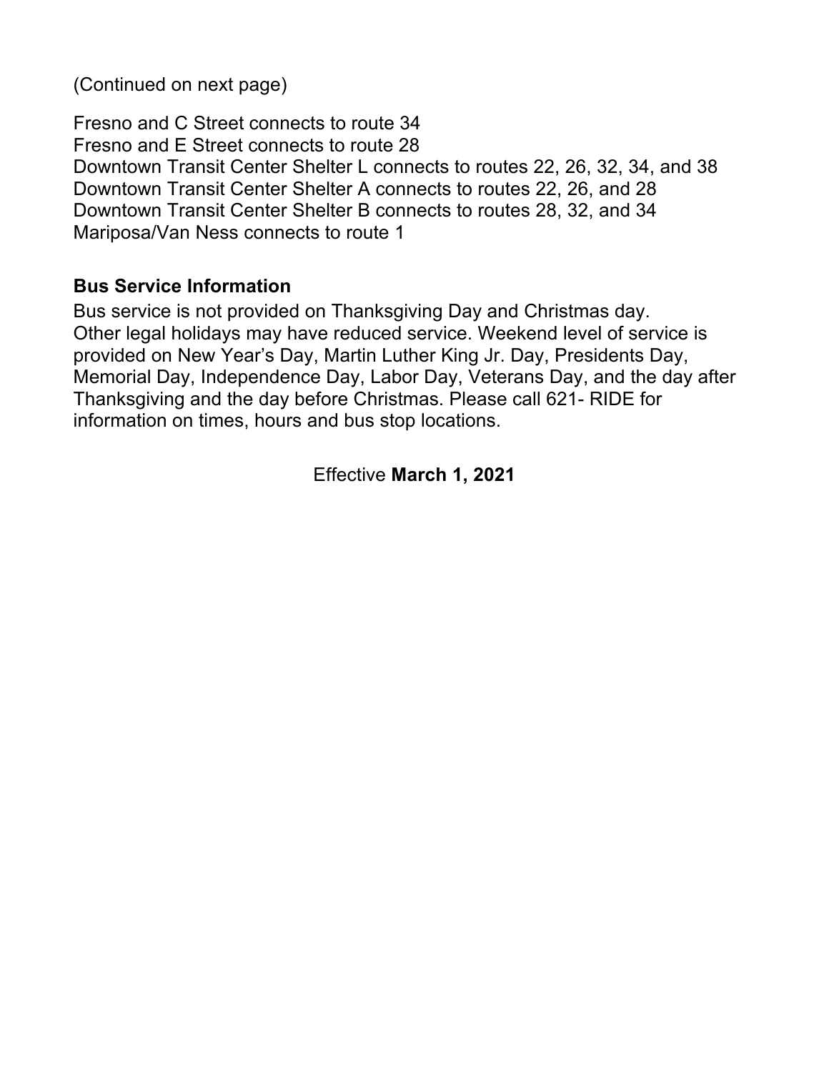(Continued on next page)

Fresno and C Street connects to route 34
Fresno and E Street connects to route 28
Downtown Transit Center Shelter L connects to routes 22, 26, 32, 34, and 38
Downtown Transit Center Shelter A connects to routes 22, 26, and 28
Downtown Transit Center Shelter B connects to routes 28, 32, and 34
Mariposa/Van Ness connects to route 1

**Bus Service Information**

Bus service is not provided on Thanksgiving Day and Christmas day.
Other legal holidays may have reduced service. Weekend level of service is provided on New Year's Day, Martin Luther King Jr. Day, Presidents Day, Memorial Day, Independence Day, Labor Day, Veterans Day, and the day after Thanksgiving and the day before Christmas. Please call 621- RIDE for information on times, hours and bus stop locations.

Effective **March 1, 2021**